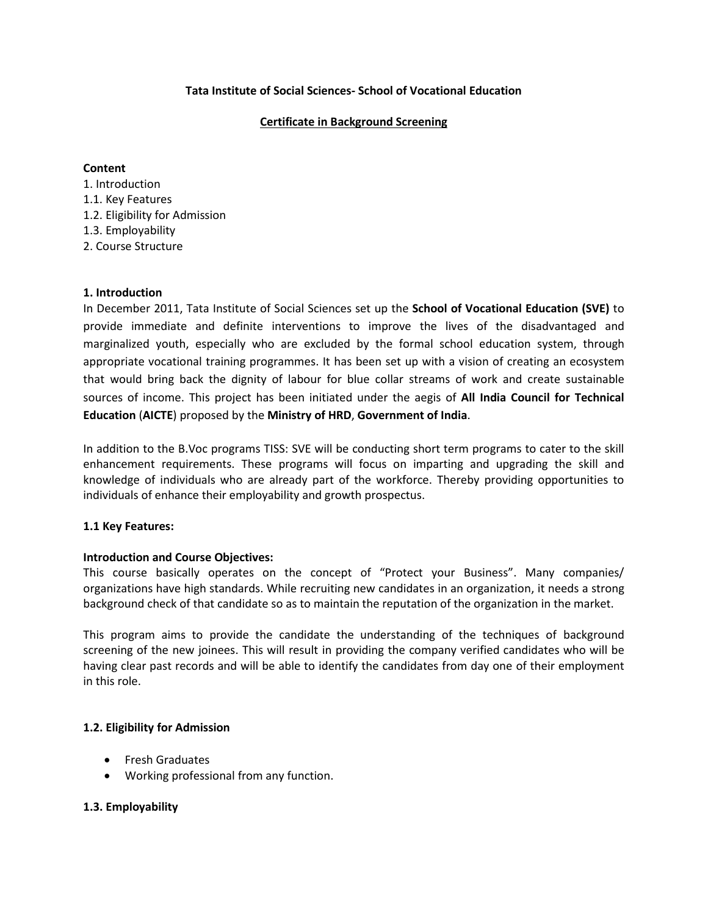**Tata Institute of Social Sciences- School of Vocational Education**

**Certificate in Background Screening**

**Content**

1. Introduction
1.1. Key Features
1.2. Eligibility for Admission
1.3. Employability
2. Course Structure

## 1. Introduction

In December 2011, Tata Institute of Social Sciences set up the **School of Vocational Education (SVE)** to provide immediate and definite interventions to improve the lives of the disadvantaged and marginalized youth, especially who are excluded by the formal school education system, through appropriate vocational training programmes. It has been set up with a vision of creating an ecosystem that would bring back the dignity of labour for blue collar streams of work and create sustainable sources of income. This project has been initiated under the aegis of **All India Council for Technical Education** (**AICTE**) proposed by the **Ministry of HRD**, **Government of India**.

In addition to the B.Voc programs TISS: SVE will be conducting short term programs to cater to the skill enhancement requirements. These programs will focus on imparting and upgrading the skill and knowledge of individuals who are already part of the workforce. Thereby providing opportunities to individuals of enhance their employability and growth prospectus.

### 1.1 Key Features:

**Introduction and Course Objectives:**

This course basically operates on the concept of "Protect your Business". Many companies/ organizations have high standards. While recruiting new candidates in an organization, it needs a strong background check of that candidate so as to maintain the reputation of the organization in the market.

This program aims to provide the candidate the understanding of the techniques of background screening of the new joinees. This will result in providing the company verified candidates who will be having clear past records and will be able to identify the candidates from day one of their employment in this role.

### 1.2. Eligibility for Admission

- Fresh Graduates
- Working professional from any function.

### 1.3. Employability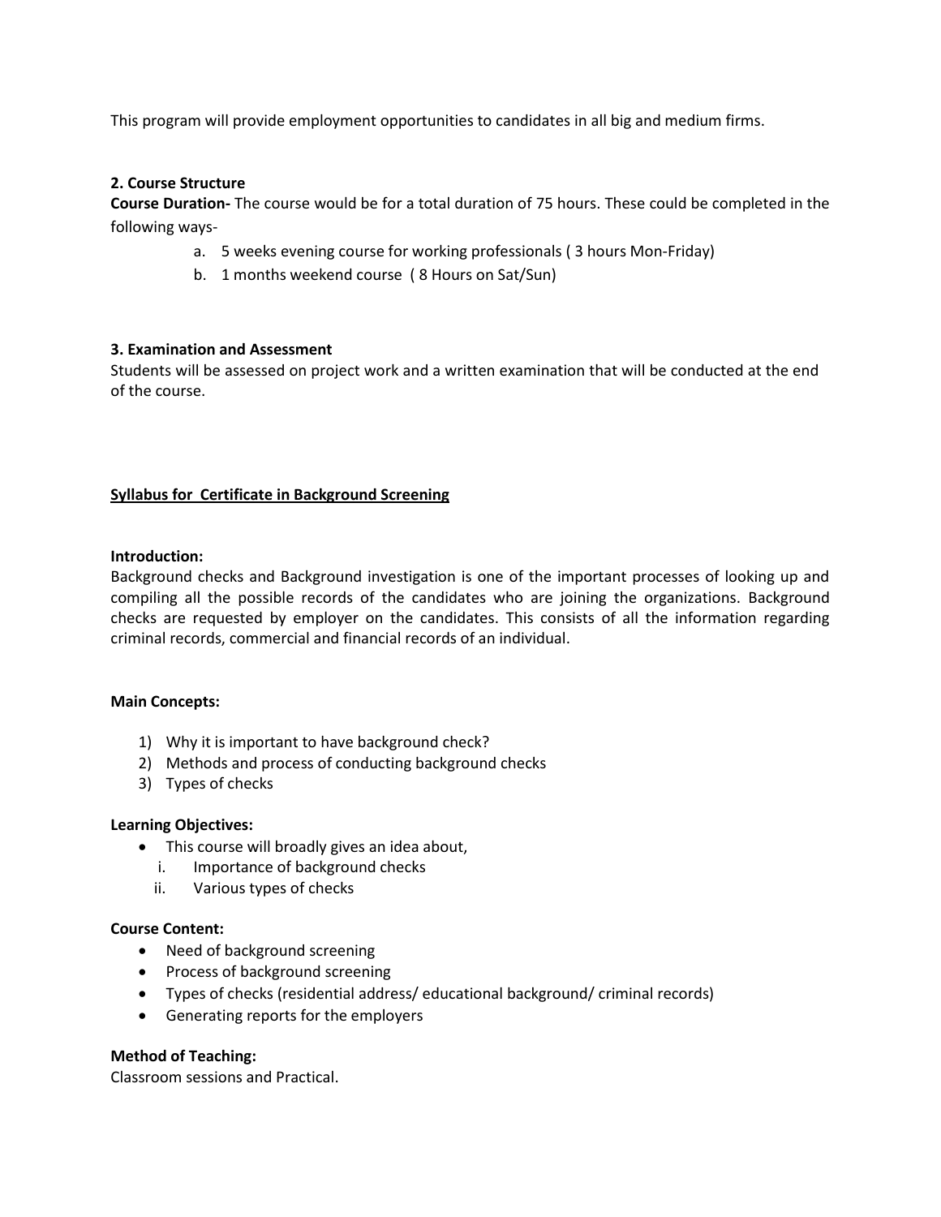This program will provide employment opportunities to candidates in all big and medium firms.

**2. Course Structure**

**Course Duration-** The course would be for a total duration of 75 hours. These could be completed in the following ways-

a. 5 weeks evening course for working professionals ( 3 hours Mon-Friday)
b. 1 months weekend course ( 8 Hours on Sat/Sun)

**3. Examination and Assessment**

Students will be assessed on project work and a written examination that will be conducted at the end of the course.

**<u>Syllabus for Certificate in Background Screening</u>**

**Introduction:**

Background checks and Background investigation is one of the important processes of looking up and compiling all the possible records of the candidates who are joining the organizations. Background checks are requested by employer on the candidates. This consists of all the information regarding criminal records, commercial and financial records of an individual.

**Main Concepts:**

1) Why it is important to have background check?
2) Methods and process of conducting background checks
3) Types of checks

**Learning Objectives:**

- This course will broadly gives an idea about,
  i. Importance of background checks
  ii. Various types of checks

**Course Content:**

- Need of background screening
- Process of background screening
- Types of checks (residential address/ educational background/ criminal records)
- Generating reports for the employers

**Method of Teaching:**

Classroom sessions and Practical.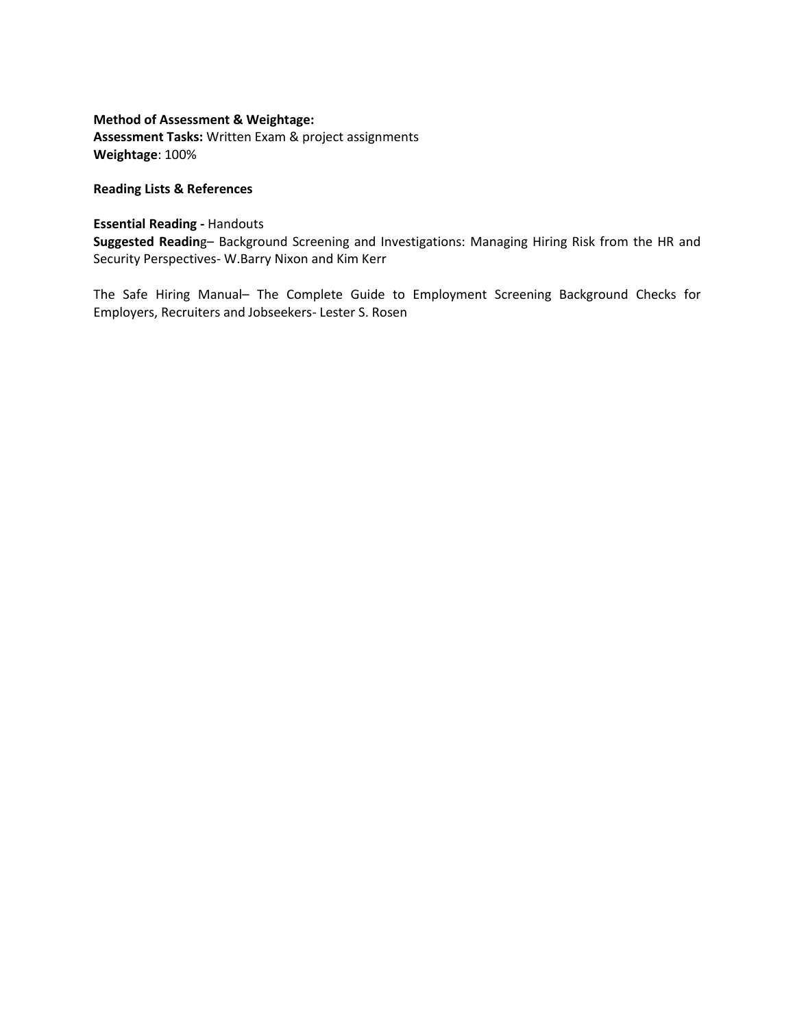**Method of Assessment & Weightage:**
**Assessment Tasks:** Written Exam & project assignments
**Weightage**: 100%

**Reading Lists & References**

**Essential Reading -** Handouts
**Suggested Readin**g– Background Screening and Investigations: Managing Hiring Risk from the HR and Security Perspectives- W.Barry Nixon and Kim Kerr

The Safe Hiring Manual– The Complete Guide to Employment Screening Background Checks for Employers, Recruiters and Jobseekers- Lester S. Rosen